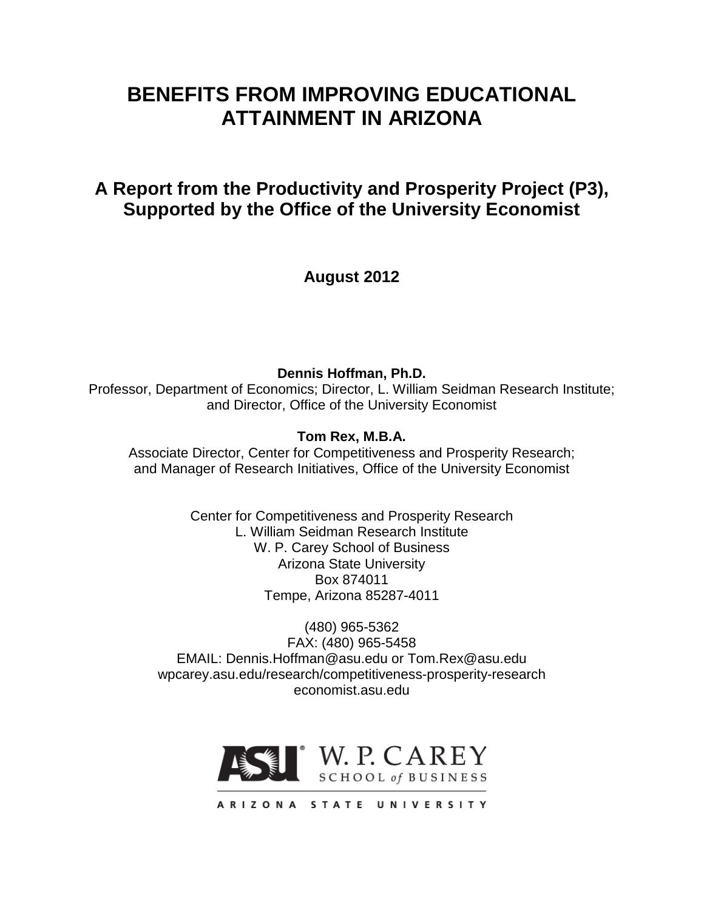# BENEFITS FROM IMPROVING EDUCATIONAL ATTAINMENT IN ARIZONA

## A Report from the Productivity and Prosperity Project (P3), Supported by the Office of the University Economist

**August 2012**

**Dennis Hoffman, Ph.D.**
Professor, Department of Economics; Director, L. William Seidman Research Institute; and Director, Office of the University Economist

**Tom Rex, M.B.A.**
Associate Director, Center for Competitiveness and Prosperity Research; and Manager of Research Initiatives, Office of the University Economist

Center for Competitiveness and Prosperity Research
L. William Seidman Research Institute
W. P. Carey School of Business
Arizona State University
Box 874011
Tempe, Arizona 85287-4011

(480) 965-5362
FAX: (480) 965-5458
EMAIL: Dennis.Hoffman@asu.edu or Tom.Rex@asu.edu
wpcarey.asu.edu/research/competitiveness-prosperity-research
economist.asu.edu

ASU W. P. CAREY SCHOOL of BUSINESS
ARIZONA STATE UNIVERSITY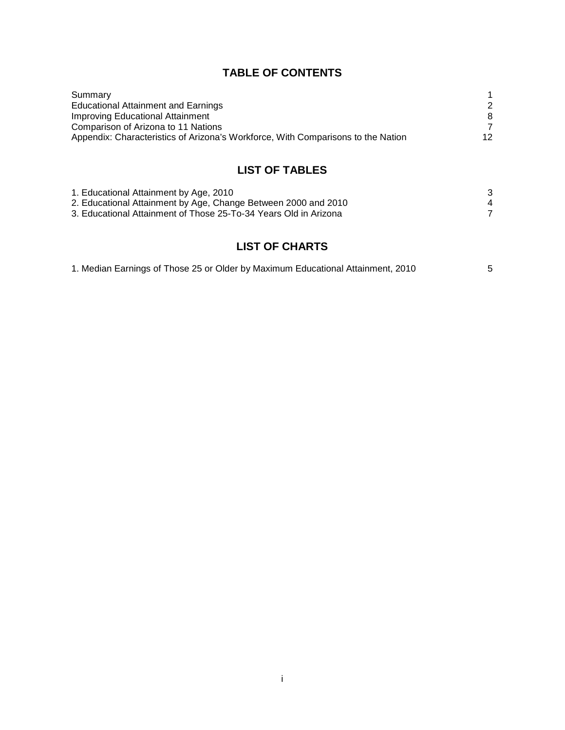## TABLE OF CONTENTS

| | |
|---|---|
| Summary | 1 |
| Educational Attainment and Earnings | 2 |
| Improving Educational Attainment | 8 |
| Comparison of Arizona to 11 Nations | 7 |
| Appendix: Characteristics of Arizona's Workforce, With Comparisons to the Nation | 12 |

## LIST OF TABLES

| | |
|---|---|
| 1. Educational Attainment by Age, 2010 | 3 |
| 2. Educational Attainment by Age, Change Between 2000 and 2010 | 4 |
| 3. Educational Attainment of Those 25-To-34 Years Old in Arizona | 7 |

## LIST OF CHARTS

| | |
|---|---|
| 1. Median Earnings of Those 25 or Older by Maximum Educational Attainment, 2010 | 5 |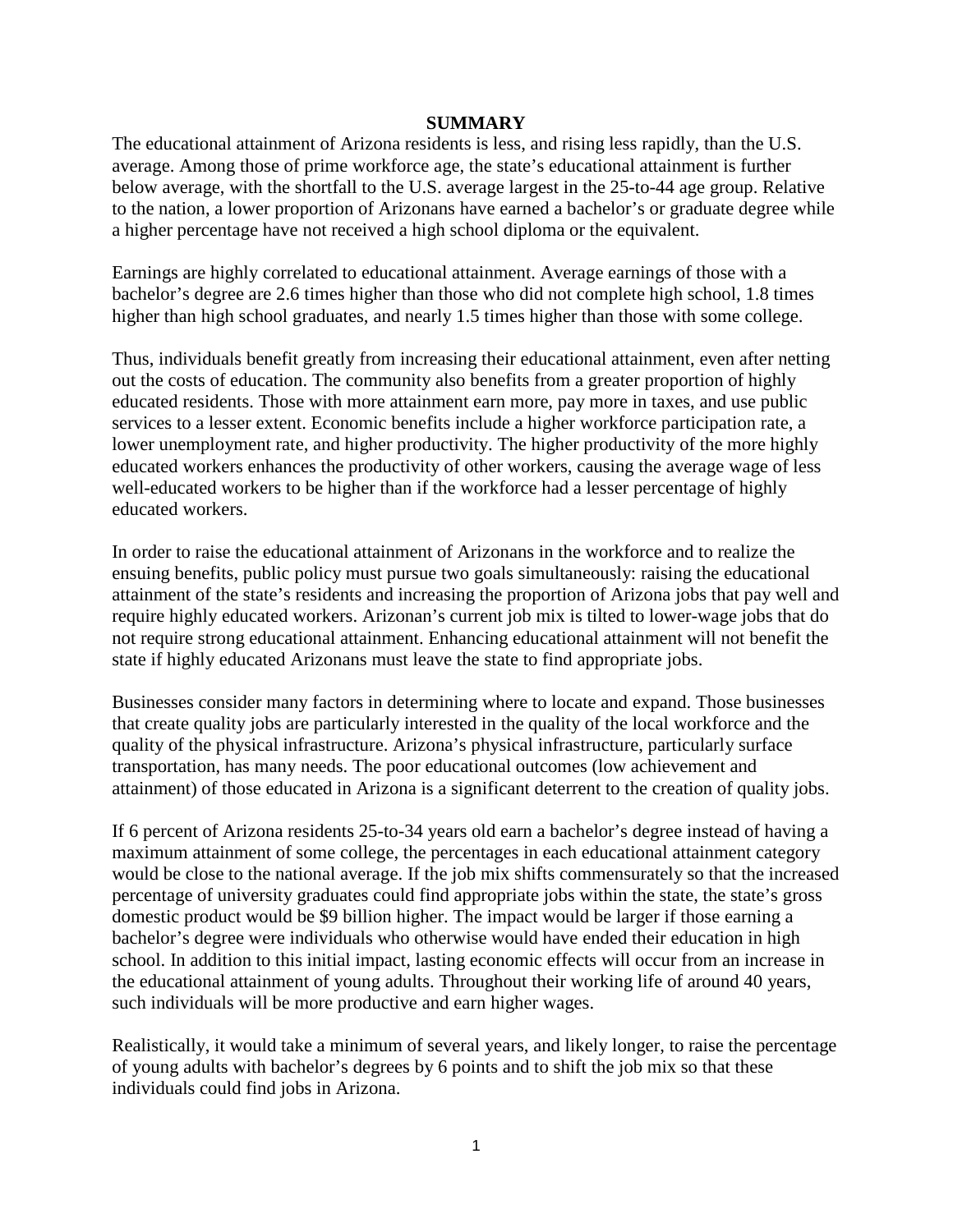# SUMMARY

The educational attainment of Arizona residents is less, and rising less rapidly, than the U.S. average. Among those of prime workforce age, the state's educational attainment is further below average, with the shortfall to the U.S. average largest in the 25-to-44 age group. Relative to the nation, a lower proportion of Arizonans have earned a bachelor's or graduate degree while a higher percentage have not received a high school diploma or the equivalent.

Earnings are highly correlated to educational attainment. Average earnings of those with a bachelor's degree are 2.6 times higher than those who did not complete high school, 1.8 times higher than high school graduates, and nearly 1.5 times higher than those with some college.

Thus, individuals benefit greatly from increasing their educational attainment, even after netting out the costs of education. The community also benefits from a greater proportion of highly educated residents. Those with more attainment earn more, pay more in taxes, and use public services to a lesser extent. Economic benefits include a higher workforce participation rate, a lower unemployment rate, and higher productivity. The higher productivity of the more highly educated workers enhances the productivity of other workers, causing the average wage of less well-educated workers to be higher than if the workforce had a lesser percentage of highly educated workers.

In order to raise the educational attainment of Arizonans in the workforce and to realize the ensuing benefits, public policy must pursue two goals simultaneously: raising the educational attainment of the state's residents and increasing the proportion of Arizona jobs that pay well and require highly educated workers. Arizonan's current job mix is tilted to lower-wage jobs that do not require strong educational attainment. Enhancing educational attainment will not benefit the state if highly educated Arizonans must leave the state to find appropriate jobs.

Businesses consider many factors in determining where to locate and expand. Those businesses that create quality jobs are particularly interested in the quality of the local workforce and the quality of the physical infrastructure. Arizona's physical infrastructure, particularly surface transportation, has many needs. The poor educational outcomes (low achievement and attainment) of those educated in Arizona is a significant deterrent to the creation of quality jobs.

If 6 percent of Arizona residents 25-to-34 years old earn a bachelor's degree instead of having a maximum attainment of some college, the percentages in each educational attainment category would be close to the national average. If the job mix shifts commensurately so that the increased percentage of university graduates could find appropriate jobs within the state, the state's gross domestic product would be $9 billion higher. The impact would be larger if those earning a bachelor's degree were individuals who otherwise would have ended their education in high school. In addition to this initial impact, lasting economic effects will occur from an increase in the educational attainment of young adults. Throughout their working life of around 40 years, such individuals will be more productive and earn higher wages.

Realistically, it would take a minimum of several years, and likely longer, to raise the percentage of young adults with bachelor's degrees by 6 points and to shift the job mix so that these individuals could find jobs in Arizona.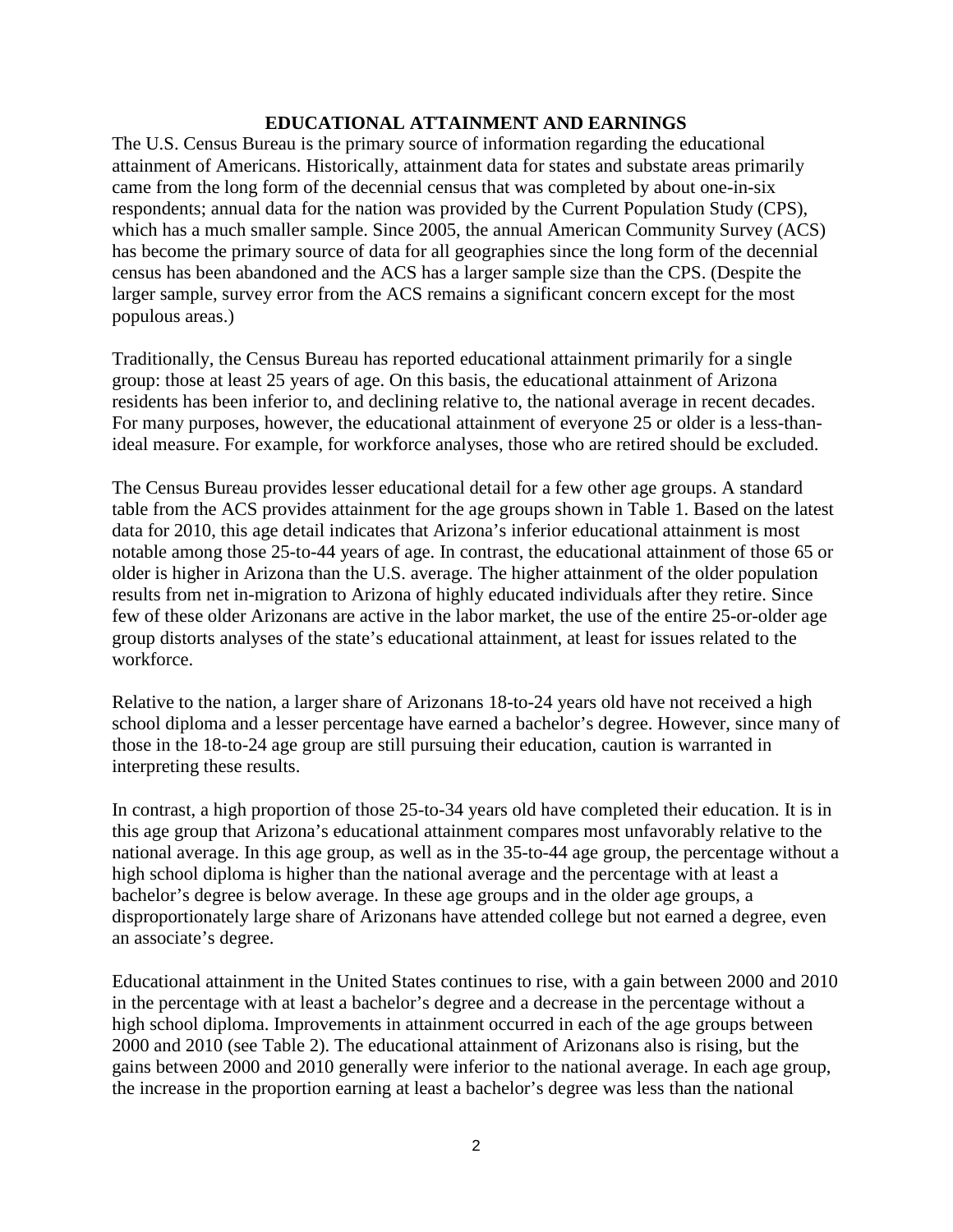## EDUCATIONAL ATTAINMENT AND EARNINGS

The U.S. Census Bureau is the primary source of information regarding the educational attainment of Americans. Historically, attainment data for states and substate areas primarily came from the long form of the decennial census that was completed by about one-in-six respondents; annual data for the nation was provided by the Current Population Study (CPS), which has a much smaller sample. Since 2005, the annual American Community Survey (ACS) has become the primary source of data for all geographies since the long form of the decennial census has been abandoned and the ACS has a larger sample size than the CPS. (Despite the larger sample, survey error from the ACS remains a significant concern except for the most populous areas.)

Traditionally, the Census Bureau has reported educational attainment primarily for a single group: those at least 25 years of age. On this basis, the educational attainment of Arizona residents has been inferior to, and declining relative to, the national average in recent decades. For many purposes, however, the educational attainment of everyone 25 or older is a less-than-ideal measure. For example, for workforce analyses, those who are retired should be excluded.

The Census Bureau provides lesser educational detail for a few other age groups. A standard table from the ACS provides attainment for the age groups shown in Table 1. Based on the latest data for 2010, this age detail indicates that Arizona's inferior educational attainment is most notable among those 25-to-44 years of age. In contrast, the educational attainment of those 65 or older is higher in Arizona than the U.S. average. The higher attainment of the older population results from net in-migration to Arizona of highly educated individuals after they retire. Since few of these older Arizonans are active in the labor market, the use of the entire 25-or-older age group distorts analyses of the state's educational attainment, at least for issues related to the workforce.

Relative to the nation, a larger share of Arizonans 18-to-24 years old have not received a high school diploma and a lesser percentage have earned a bachelor's degree. However, since many of those in the 18-to-24 age group are still pursuing their education, caution is warranted in interpreting these results.

In contrast, a high proportion of those 25-to-34 years old have completed their education. It is in this age group that Arizona's educational attainment compares most unfavorably relative to the national average. In this age group, as well as in the 35-to-44 age group, the percentage without a high school diploma is higher than the national average and the percentage with at least a bachelor's degree is below average. In these age groups and in the older age groups, a disproportionately large share of Arizonans have attended college but not earned a degree, even an associate's degree.

Educational attainment in the United States continues to rise, with a gain between 2000 and 2010 in the percentage with at least a bachelor's degree and a decrease in the percentage without a high school diploma. Improvements in attainment occurred in each of the age groups between 2000 and 2010 (see Table 2). The educational attainment of Arizonans also is rising, but the gains between 2000 and 2010 generally were inferior to the national average. In each age group, the increase in the proportion earning at least a bachelor's degree was less than the national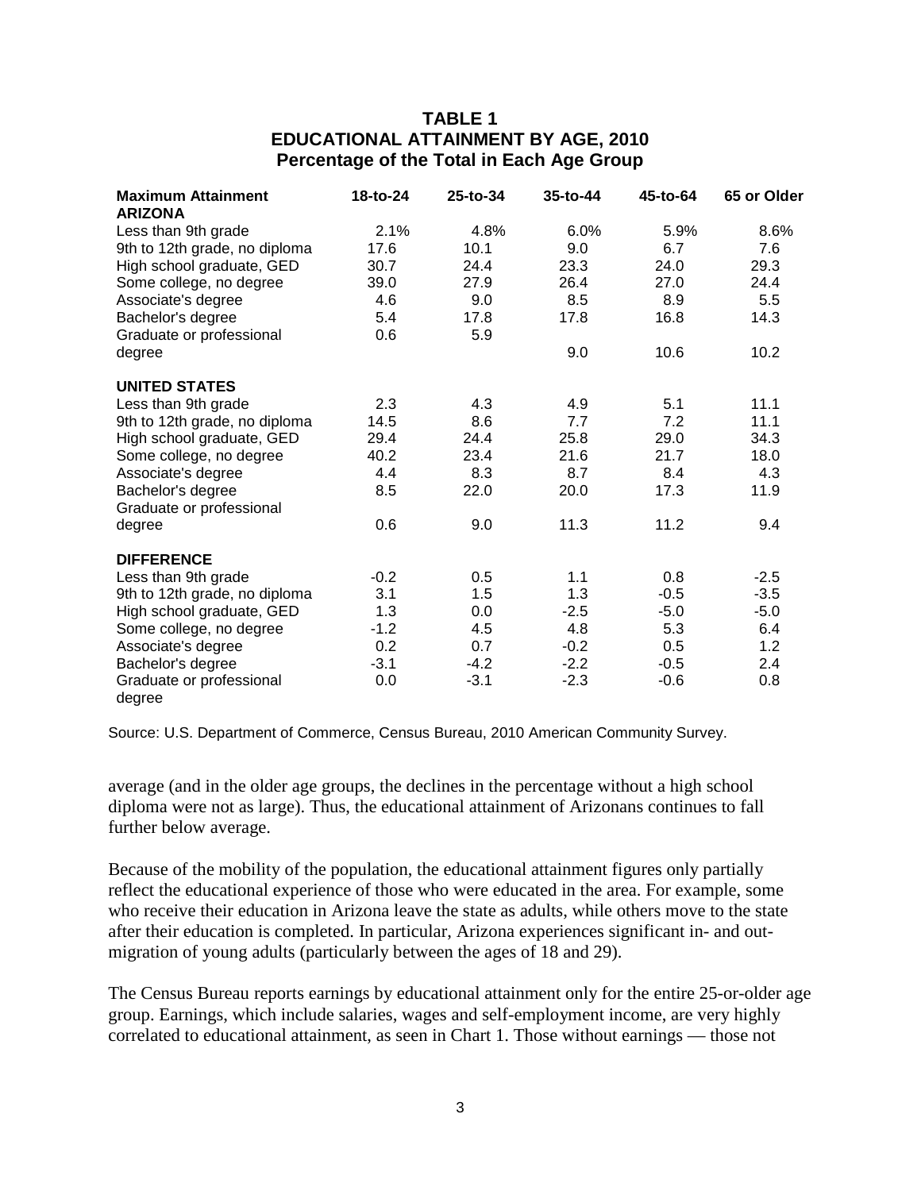**TABLE 1**
**EDUCATIONAL ATTAINMENT BY AGE, 2010**
**Percentage of the Total in Each Age Group**

| Maximum Attainment | 18-to-24 | 25-to-34 | 35-to-44 | 45-to-64 | 65 or Older |
|---|---|---|---|---|---|
| **ARIZONA** | | | | | |
| Less than 9th grade | 2.1% | 4.8% | 6.0% | 5.9% | 8.6% |
| 9th to 12th grade, no diploma | 17.6 | 10.1 | 9.0 | 6.7 | 7.6 |
| High school graduate, GED | 30.7 | 24.4 | 23.3 | 24.0 | 29.3 |
| Some college, no degree | 39.0 | 27.9 | 26.4 | 27.0 | 24.4 |
| Associate's degree | 4.6 | 9.0 | 8.5 | 8.9 | 5.5 |
| Bachelor's degree | 5.4 | 17.8 | 17.8 | 16.8 | 14.3 |
| Graduate or professional degree | 0.6 | 5.9 | 9.0 | 10.6 | 10.2 |
| **UNITED STATES** | | | | | |
| Less than 9th grade | 2.3 | 4.3 | 4.9 | 5.1 | 11.1 |
| 9th to 12th grade, no diploma | 14.5 | 8.6 | 7.7 | 7.2 | 11.1 |
| High school graduate, GED | 29.4 | 24.4 | 25.8 | 29.0 | 34.3 |
| Some college, no degree | 40.2 | 23.4 | 21.6 | 21.7 | 18.0 |
| Associate's degree | 4.4 | 8.3 | 8.7 | 8.4 | 4.3 |
| Bachelor's degree | 8.5 | 22.0 | 20.0 | 17.3 | 11.9 |
| Graduate or professional degree | 0.6 | 9.0 | 11.3 | 11.2 | 9.4 |
| **DIFFERENCE** | | | | | |
| Less than 9th grade | -0.2 | 0.5 | 1.1 | 0.8 | -2.5 |
| 9th to 12th grade, no diploma | 3.1 | 1.5 | 1.3 | -0.5 | -3.5 |
| High school graduate, GED | 1.3 | 0.0 | -2.5 | -5.0 | -5.0 |
| Some college, no degree | -1.2 | 4.5 | 4.8 | 5.3 | 6.4 |
| Associate's degree | 0.2 | 0.7 | -0.2 | 0.5 | 1.2 |
| Bachelor's degree | -3.1 | -4.2 | -2.2 | -0.5 | 2.4 |
| Graduate or professional degree | 0.0 | -3.1 | -2.3 | -0.6 | 0.8 |

Source: U.S. Department of Commerce, Census Bureau, 2010 American Community Survey.

average (and in the older age groups, the declines in the percentage without a high school diploma were not as large). Thus, the educational attainment of Arizonans continues to fall further below average.

Because of the mobility of the population, the educational attainment figures only partially reflect the educational experience of those who were educated in the area. For example, some who receive their education in Arizona leave the state as adults, while others move to the state after their education is completed. In particular, Arizona experiences significant in- and out-migration of young adults (particularly between the ages of 18 and 29).

The Census Bureau reports earnings by educational attainment only for the entire 25-or-older age group. Earnings, which include salaries, wages and self-employment income, are very highly correlated to educational attainment, as seen in Chart 1. Those without earnings — those not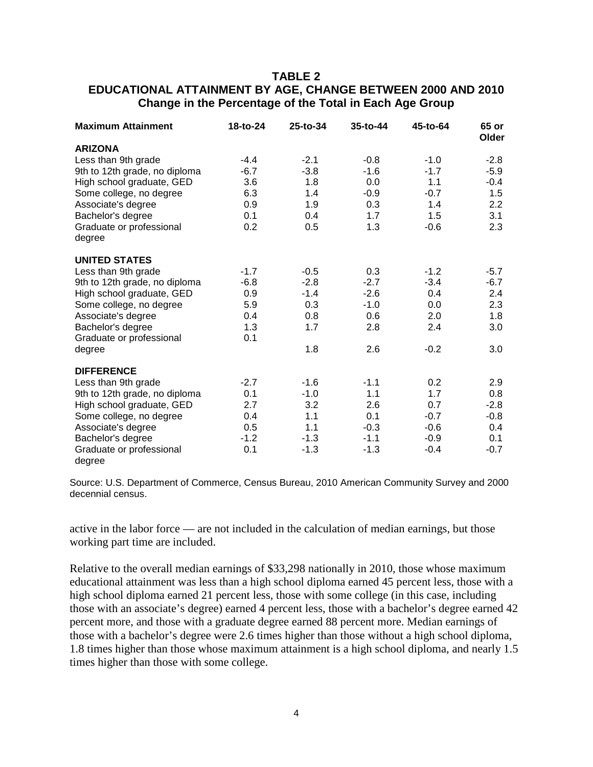## TABLE 2
## EDUCATIONAL ATTAINMENT BY AGE, CHANGE BETWEEN 2000 AND 2010
### Change in the Percentage of the Total in Each Age Group

| Maximum Attainment | 18-to-24 | 25-to-34 | 35-to-44 | 45-to-64 | 65 or Older |
|---|---|---|---|---|---|
| **ARIZONA** | | | | | |
| Less than 9th grade | -4.4 | -2.1 | -0.8 | -1.0 | -2.8 |
| 9th to 12th grade, no diploma | -6.7 | -3.8 | -1.6 | -1.7 | -5.9 |
| High school graduate, GED | 3.6 | 1.8 | 0.0 | 1.1 | -0.4 |
| Some college, no degree | 6.3 | 1.4 | -0.9 | -0.7 | 1.5 |
| Associate's degree | 0.9 | 1.9 | 0.3 | 1.4 | 2.2 |
| Bachelor's degree | 0.1 | 0.4 | 1.7 | 1.5 | 3.1 |
| Graduate or professional degree | 0.2 | 0.5 | 1.3 | -0.6 | 2.3 |
| **UNITED STATES** | | | | | |
| Less than 9th grade | -1.7 | -0.5 | 0.3 | -1.2 | -5.7 |
| 9th to 12th grade, no diploma | -6.8 | -2.8 | -2.7 | -3.4 | -6.7 |
| High school graduate, GED | 0.9 | -1.4 | -2.6 | 0.4 | 2.4 |
| Some college, no degree | 5.9 | 0.3 | -1.0 | 0.0 | 2.3 |
| Associate's degree | 0.4 | 0.8 | 0.6 | 2.0 | 1.8 |
| Bachelor's degree | 1.3 | 1.7 | 2.8 | 2.4 | 3.0 |
| Graduate or professional degree | 0.1 | 1.8 | 2.6 | -0.2 | 3.0 |
| **DIFFERENCE** | | | | | |
| Less than 9th grade | -2.7 | -1.6 | -1.1 | 0.2 | 2.9 |
| 9th to 12th grade, no diploma | 0.1 | -1.0 | 1.1 | 1.7 | 0.8 |
| High school graduate, GED | 2.7 | 3.2 | 2.6 | 0.7 | -2.8 |
| Some college, no degree | 0.4 | 1.1 | 0.1 | -0.7 | -0.8 |
| Associate's degree | 0.5 | 1.1 | -0.3 | -0.6 | 0.4 |
| Bachelor's degree | -1.2 | -1.3 | -1.1 | -0.9 | 0.1 |
| Graduate or professional degree | 0.1 | -1.3 | -1.3 | -0.4 | -0.7 |

Source: U.S. Department of Commerce, Census Bureau, 2010 American Community Survey and 2000 decennial census.

active in the labor force — are not included in the calculation of median earnings, but those working part time are included.

Relative to the overall median earnings of $33,298 nationally in 2010, those whose maximum educational attainment was less than a high school diploma earned 45 percent less, those with a high school diploma earned 21 percent less, those with some college (in this case, including those with an associate's degree) earned 4 percent less, those with a bachelor's degree earned 42 percent more, and those with a graduate degree earned 88 percent more. Median earnings of those with a bachelor's degree were 2.6 times higher than those without a high school diploma, 1.8 times higher than those whose maximum attainment is a high school diploma, and nearly 1.5 times higher than those with some college.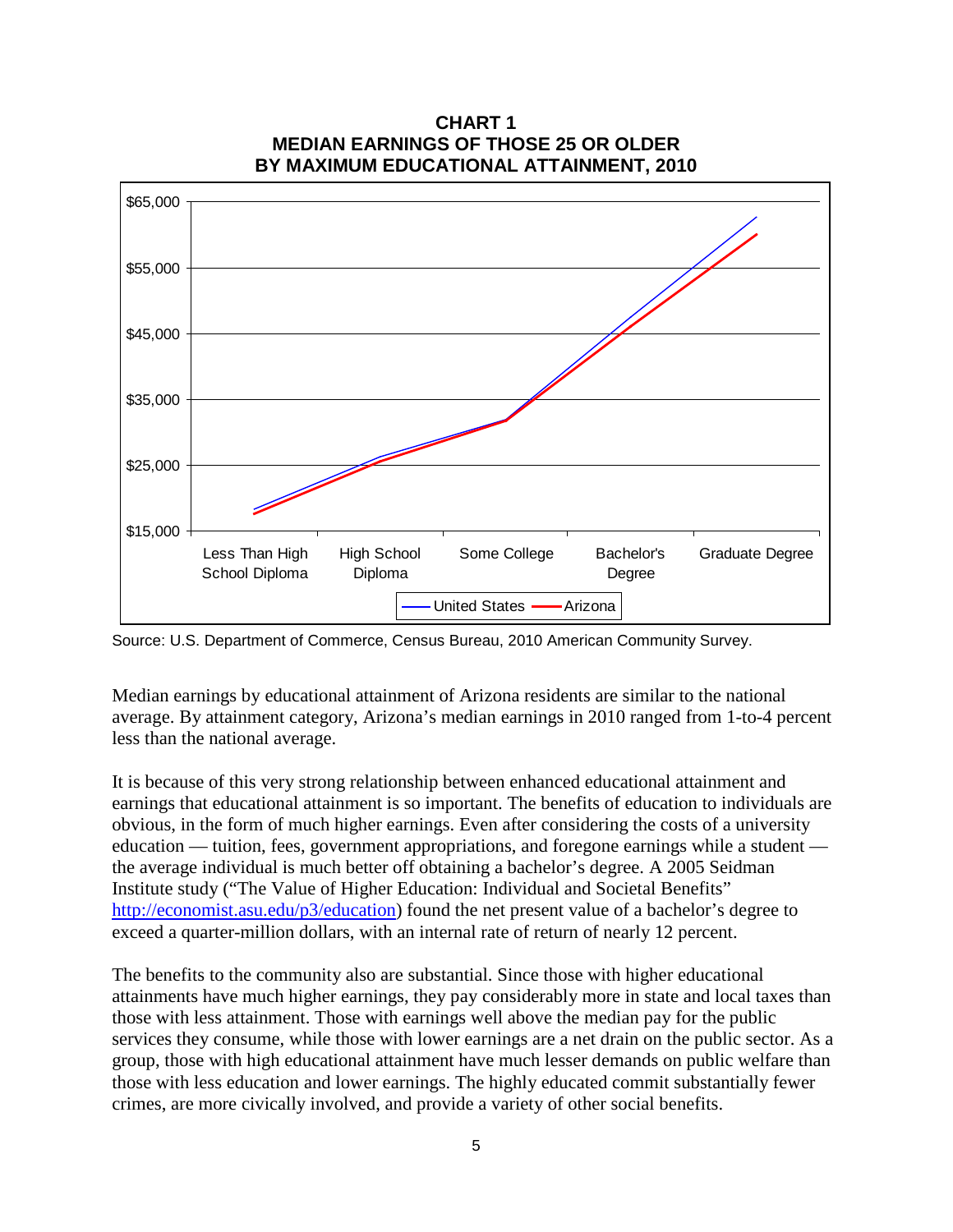**CHART 1**
**MEDIAN EARNINGS OF THOSE 25 OR OLDER BY MAXIMUM EDUCATIONAL ATTAINMENT, 2010**

$65,000
$55,000
$45,000
$35,000
$25,000
$15,000

Less Than High School Diploma
High School Diploma
Some College
Bachelor's Degree
Graduate Degree

United States
Arizona

Source: U.S. Department of Commerce, Census Bureau, 2010 American Community Survey.

Median earnings by educational attainment of Arizona residents are similar to the national average. By attainment category, Arizona's median earnings in 2010 ranged from 1-to-4 percent less than the national average.

It is because of this very strong relationship between enhanced educational attainment and earnings that educational attainment is so important. The benefits of education to individuals are obvious, in the form of much higher earnings. Even after considering the costs of a university education — tuition, fees, government appropriations, and foregone earnings while a student — the average individual is much better off obtaining a bachelor's degree. A 2005 Seidman Institute study ("The Value of Higher Education: Individual and Societal Benefits" http://economist.asu.edu/p3/education) found the net present value of a bachelor's degree to exceed a quarter-million dollars, with an internal rate of return of nearly 12 percent.

The benefits to the community also are substantial. Since those with higher educational attainments have much higher earnings, they pay considerably more in state and local taxes than those with less attainment. Those with earnings well above the median pay for the public services they consume, while those with lower earnings are a net drain on the public sector. As a group, those with high educational attainment have much lesser demands on public welfare than those with less education and lower earnings. The highly educated commit substantially fewer crimes, are more civically involved, and provide a variety of other social benefits.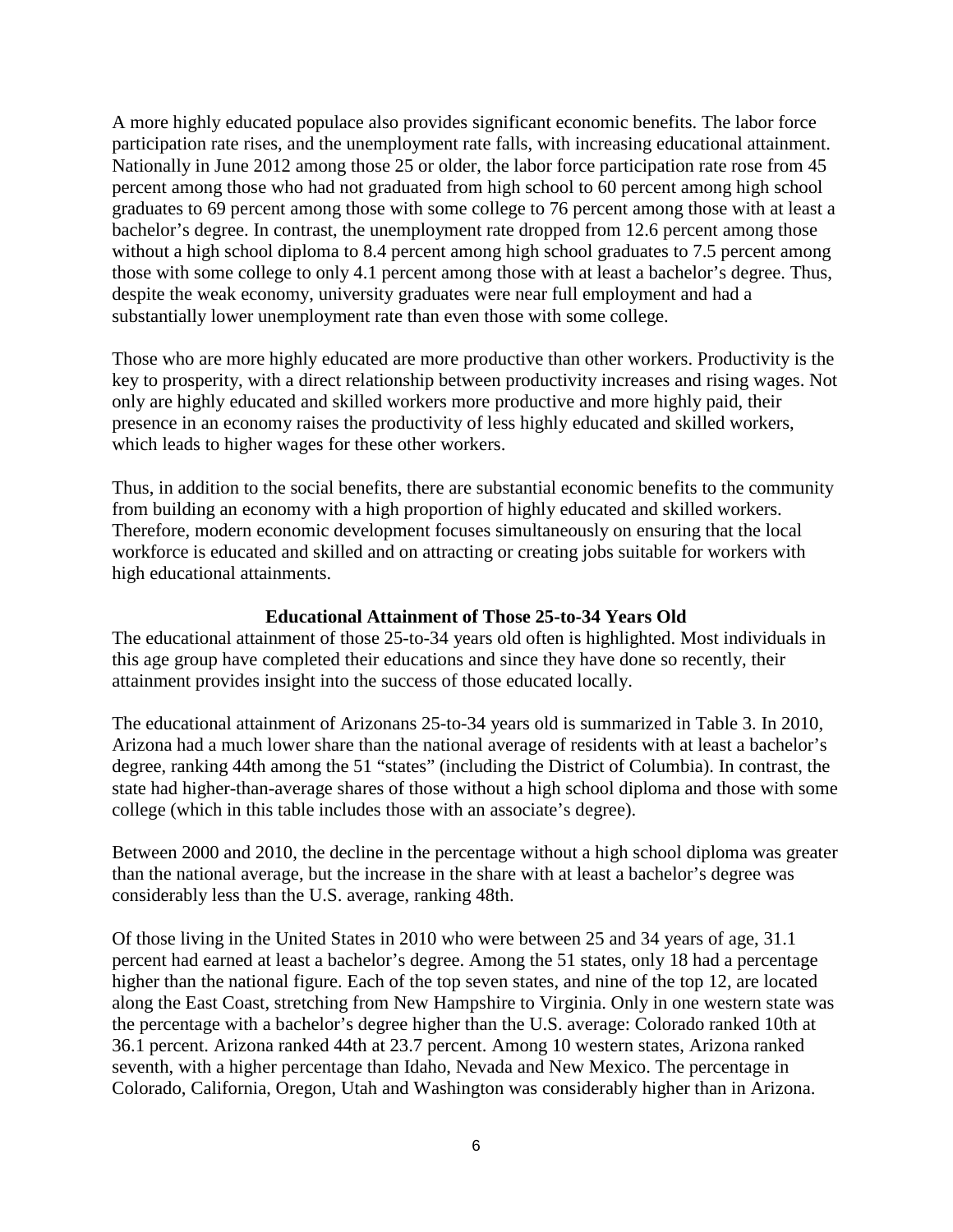A more highly educated populace also provides significant economic benefits. The labor force participation rate rises, and the unemployment rate falls, with increasing educational attainment. Nationally in June 2012 among those 25 or older, the labor force participation rate rose from 45 percent among those who had not graduated from high school to 60 percent among high school graduates to 69 percent among those with some college to 76 percent among those with at least a bachelor's degree. In contrast, the unemployment rate dropped from 12.6 percent among those without a high school diploma to 8.4 percent among high school graduates to 7.5 percent among those with some college to only 4.1 percent among those with at least a bachelor's degree. Thus, despite the weak economy, university graduates were near full employment and had a substantially lower unemployment rate than even those with some college.

Those who are more highly educated are more productive than other workers. Productivity is the key to prosperity, with a direct relationship between productivity increases and rising wages. Not only are highly educated and skilled workers more productive and more highly paid, their presence in an economy raises the productivity of less highly educated and skilled workers, which leads to higher wages for these other workers.

Thus, in addition to the social benefits, there are substantial economic benefits to the community from building an economy with a high proportion of highly educated and skilled workers. Therefore, modern economic development focuses simultaneously on ensuring that the local workforce is educated and skilled and on attracting or creating jobs suitable for workers with high educational attainments.

## Educational Attainment of Those 25-to-34 Years Old

The educational attainment of those 25-to-34 years old often is highlighted. Most individuals in this age group have completed their educations and since they have done so recently, their attainment provides insight into the success of those educated locally.

The educational attainment of Arizonans 25-to-34 years old is summarized in Table 3. In 2010, Arizona had a much lower share than the national average of residents with at least a bachelor's degree, ranking 44th among the 51 "states" (including the District of Columbia). In contrast, the state had higher-than-average shares of those without a high school diploma and those with some college (which in this table includes those with an associate's degree).

Between 2000 and 2010, the decline in the percentage without a high school diploma was greater than the national average, but the increase in the share with at least a bachelor's degree was considerably less than the U.S. average, ranking 48th.

Of those living in the United States in 2010 who were between 25 and 34 years of age, 31.1 percent had earned at least a bachelor's degree. Among the 51 states, only 18 had a percentage higher than the national figure. Each of the top seven states, and nine of the top 12, are located along the East Coast, stretching from New Hampshire to Virginia. Only in one western state was the percentage with a bachelor's degree higher than the U.S. average: Colorado ranked 10th at 36.1 percent. Arizona ranked 44th at 23.7 percent. Among 10 western states, Arizona ranked seventh, with a higher percentage than Idaho, Nevada and New Mexico. The percentage in Colorado, California, Oregon, Utah and Washington was considerably higher than in Arizona.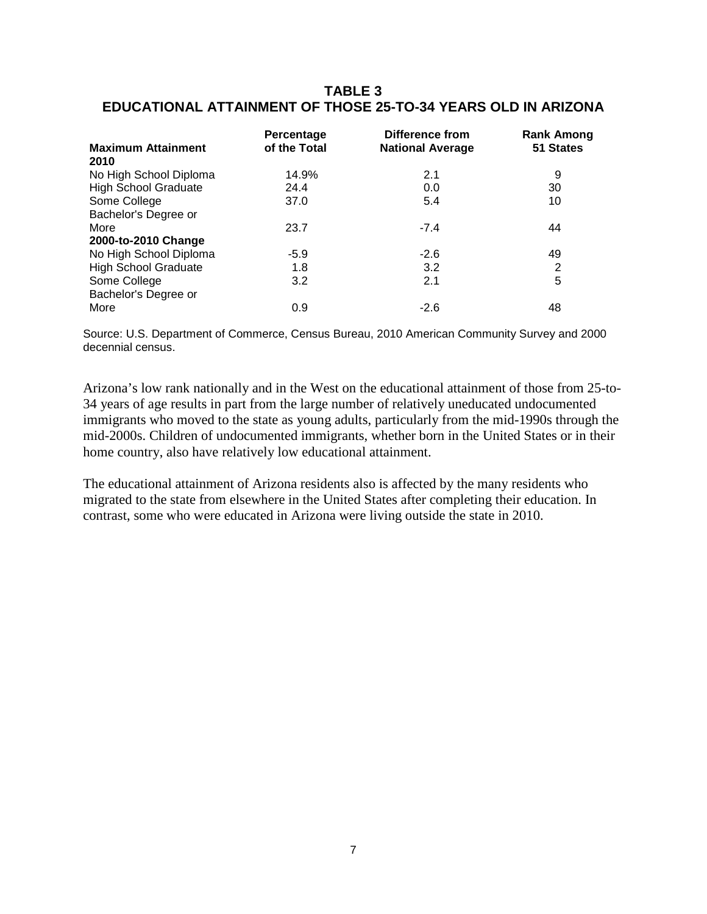### TABLE 3
### EDUCATIONAL ATTAINMENT OF THOSE 25-TO-34 YEARS OLD IN ARIZONA

| Maximum Attainment | Percentage of the Total | Difference from National Average | Rank Among 51 States |
|---|---|---|---|
| **2010** | | | |
| No High School Diploma | 14.9% | 2.1 | 9 |
| High School Graduate | 24.4 | 0.0 | 30 |
| Some College | 37.0 | 5.4 | 10 |
| Bachelor's Degree or More | 23.7 | -7.4 | 44 |
| **2000-to-2010 Change** | | | |
| No High School Diploma | -5.9 | -2.6 | 49 |
| High School Graduate | 1.8 | 3.2 | 2 |
| Some College | 3.2 | 2.1 | 5 |
| Bachelor's Degree or More | 0.9 | -2.6 | 48 |

Source: U.S. Department of Commerce, Census Bureau, 2010 American Community Survey and 2000 decennial census.

Arizona's low rank nationally and in the West on the educational attainment of those from 25-to-34 years of age results in part from the large number of relatively uneducated undocumented immigrants who moved to the state as young adults, particularly from the mid-1990s through the mid-2000s. Children of undocumented immigrants, whether born in the United States or in their home country, also have relatively low educational attainment.

The educational attainment of Arizona residents also is affected by the many residents who migrated to the state from elsewhere in the United States after completing their education. In contrast, some who were educated in Arizona were living outside the state in 2010.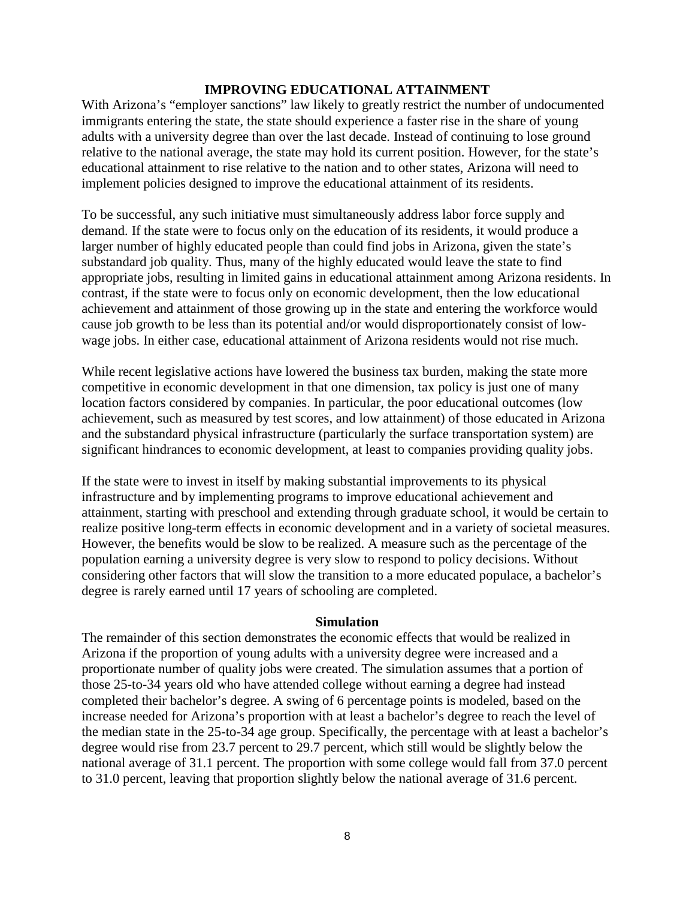## IMPROVING EDUCATIONAL ATTAINMENT

With Arizona's "employer sanctions" law likely to greatly restrict the number of undocumented immigrants entering the state, the state should experience a faster rise in the share of young adults with a university degree than over the last decade. Instead of continuing to lose ground relative to the national average, the state may hold its current position. However, for the state's educational attainment to rise relative to the nation and to other states, Arizona will need to implement policies designed to improve the educational attainment of its residents.

To be successful, any such initiative must simultaneously address labor force supply and demand. If the state were to focus only on the education of its residents, it would produce a larger number of highly educated people than could find jobs in Arizona, given the state's substandard job quality. Thus, many of the highly educated would leave the state to find appropriate jobs, resulting in limited gains in educational attainment among Arizona residents. In contrast, if the state were to focus only on economic development, then the low educational achievement and attainment of those growing up in the state and entering the workforce would cause job growth to be less than its potential and/or would disproportionately consist of low-wage jobs. In either case, educational attainment of Arizona residents would not rise much.

While recent legislative actions have lowered the business tax burden, making the state more competitive in economic development in that one dimension, tax policy is just one of many location factors considered by companies. In particular, the poor educational outcomes (low achievement, such as measured by test scores, and low attainment) of those educated in Arizona and the substandard physical infrastructure (particularly the surface transportation system) are significant hindrances to economic development, at least to companies providing quality jobs.

If the state were to invest in itself by making substantial improvements to its physical infrastructure and by implementing programs to improve educational achievement and attainment, starting with preschool and extending through graduate school, it would be certain to realize positive long-term effects in economic development and in a variety of societal measures. However, the benefits would be slow to be realized. A measure such as the percentage of the population earning a university degree is very slow to respond to policy decisions. Without considering other factors that will slow the transition to a more educated populace, a bachelor's degree is rarely earned until 17 years of schooling are completed.

### Simulation

The remainder of this section demonstrates the economic effects that would be realized in Arizona if the proportion of young adults with a university degree were increased and a proportionate number of quality jobs were created. The simulation assumes that a portion of those 25-to-34 years old who have attended college without earning a degree had instead completed their bachelor's degree. A swing of 6 percentage points is modeled, based on the increase needed for Arizona's proportion with at least a bachelor's degree to reach the level of the median state in the 25-to-34 age group. Specifically, the percentage with at least a bachelor's degree would rise from 23.7 percent to 29.7 percent, which still would be slightly below the national average of 31.1 percent. The proportion with some college would fall from 37.0 percent to 31.0 percent, leaving that proportion slightly below the national average of 31.6 percent.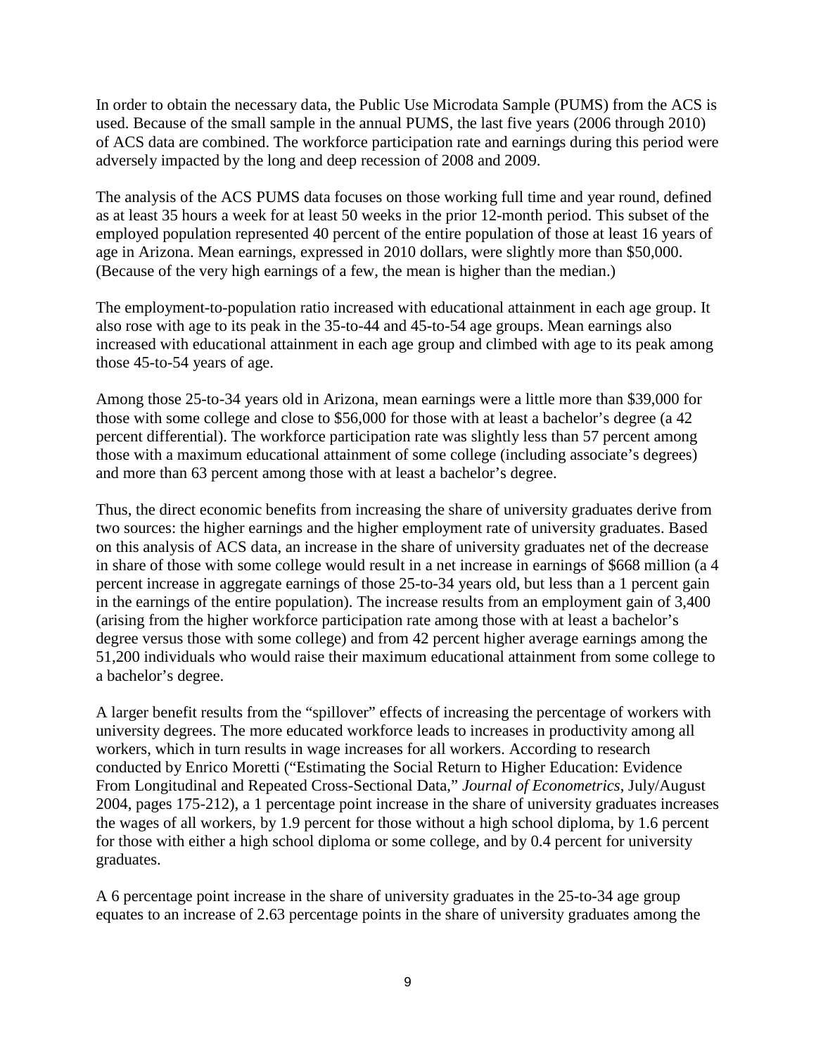In order to obtain the necessary data, the Public Use Microdata Sample (PUMS) from the ACS is used. Because of the small sample in the annual PUMS, the last five years (2006 through 2010) of ACS data are combined. The workforce participation rate and earnings during this period were adversely impacted by the long and deep recession of 2008 and 2009.

The analysis of the ACS PUMS data focuses on those working full time and year round, defined as at least 35 hours a week for at least 50 weeks in the prior 12-month period. This subset of the employed population represented 40 percent of the entire population of those at least 16 years of age in Arizona. Mean earnings, expressed in 2010 dollars, were slightly more than $50,000. (Because of the very high earnings of a few, the mean is higher than the median.)

The employment-to-population ratio increased with educational attainment in each age group. It also rose with age to its peak in the 35-to-44 and 45-to-54 age groups. Mean earnings also increased with educational attainment in each age group and climbed with age to its peak among those 45-to-54 years of age.

Among those 25-to-34 years old in Arizona, mean earnings were a little more than $39,000 for those with some college and close to $56,000 for those with at least a bachelor's degree (a 42 percent differential). The workforce participation rate was slightly less than 57 percent among those with a maximum educational attainment of some college (including associate's degrees) and more than 63 percent among those with at least a bachelor's degree.

Thus, the direct economic benefits from increasing the share of university graduates derive from two sources: the higher earnings and the higher employment rate of university graduates. Based on this analysis of ACS data, an increase in the share of university graduates net of the decrease in share of those with some college would result in a net increase in earnings of $668 million (a 4 percent increase in aggregate earnings of those 25-to-34 years old, but less than a 1 percent gain in the earnings of the entire population). The increase results from an employment gain of 3,400 (arising from the higher workforce participation rate among those with at least a bachelor's degree versus those with some college) and from 42 percent higher average earnings among the 51,200 individuals who would raise their maximum educational attainment from some college to a bachelor's degree.

A larger benefit results from the "spillover" effects of increasing the percentage of workers with university degrees. The more educated workforce leads to increases in productivity among all workers, which in turn results in wage increases for all workers. According to research conducted by Enrico Moretti ("Estimating the Social Return to Higher Education: Evidence From Longitudinal and Repeated Cross-Sectional Data," *Journal of Econometrics*, July/August 2004, pages 175-212), a 1 percentage point increase in the share of university graduates increases the wages of all workers, by 1.9 percent for those without a high school diploma, by 1.6 percent for those with either a high school diploma or some college, and by 0.4 percent for university graduates.

A 6 percentage point increase in the share of university graduates in the 25-to-34 age group equates to an increase of 2.63 percentage points in the share of university graduates among the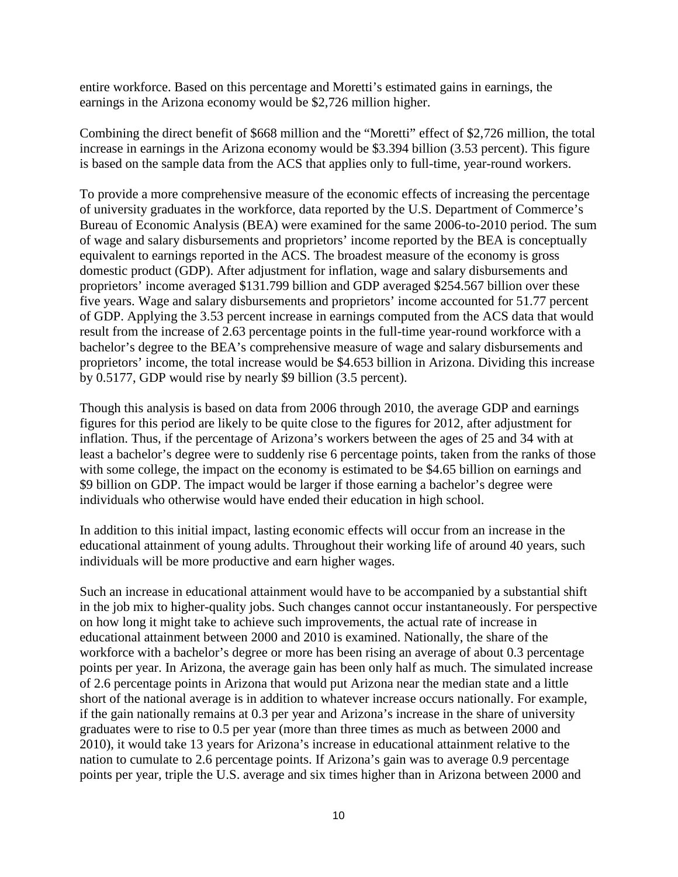entire workforce. Based on this percentage and Moretti's estimated gains in earnings, the earnings in the Arizona economy would be $2,726 million higher.

Combining the direct benefit of $668 million and the "Moretti" effect of $2,726 million, the total increase in earnings in the Arizona economy would be $3.394 billion (3.53 percent). This figure is based on the sample data from the ACS that applies only to full-time, year-round workers.

To provide a more comprehensive measure of the economic effects of increasing the percentage of university graduates in the workforce, data reported by the U.S. Department of Commerce's Bureau of Economic Analysis (BEA) were examined for the same 2006-to-2010 period. The sum of wage and salary disbursements and proprietors' income reported by the BEA is conceptually equivalent to earnings reported in the ACS. The broadest measure of the economy is gross domestic product (GDP). After adjustment for inflation, wage and salary disbursements and proprietors' income averaged $131.799 billion and GDP averaged $254.567 billion over these five years. Wage and salary disbursements and proprietors' income accounted for 51.77 percent of GDP. Applying the 3.53 percent increase in earnings computed from the ACS data that would result from the increase of 2.63 percentage points in the full-time year-round workforce with a bachelor's degree to the BEA's comprehensive measure of wage and salary disbursements and proprietors' income, the total increase would be $4.653 billion in Arizona. Dividing this increase by 0.5177, GDP would rise by nearly $9 billion (3.5 percent).

Though this analysis is based on data from 2006 through 2010, the average GDP and earnings figures for this period are likely to be quite close to the figures for 2012, after adjustment for inflation. Thus, if the percentage of Arizona's workers between the ages of 25 and 34 with at least a bachelor's degree were to suddenly rise 6 percentage points, taken from the ranks of those with some college, the impact on the economy is estimated to be $4.65 billion on earnings and $9 billion on GDP. The impact would be larger if those earning a bachelor's degree were individuals who otherwise would have ended their education in high school.

In addition to this initial impact, lasting economic effects will occur from an increase in the educational attainment of young adults. Throughout their working life of around 40 years, such individuals will be more productive and earn higher wages.

Such an increase in educational attainment would have to be accompanied by a substantial shift in the job mix to higher-quality jobs. Such changes cannot occur instantaneously. For perspective on how long it might take to achieve such improvements, the actual rate of increase in educational attainment between 2000 and 2010 is examined. Nationally, the share of the workforce with a bachelor's degree or more has been rising an average of about 0.3 percentage points per year. In Arizona, the average gain has been only half as much. The simulated increase of 2.6 percentage points in Arizona that would put Arizona near the median state and a little short of the national average is in addition to whatever increase occurs nationally. For example, if the gain nationally remains at 0.3 per year and Arizona's increase in the share of university graduates were to rise to 0.5 per year (more than three times as much as between 2000 and 2010), it would take 13 years for Arizona's increase in educational attainment relative to the nation to cumulate to 2.6 percentage points. If Arizona's gain was to average 0.9 percentage points per year, triple the U.S. average and six times higher than in Arizona between 2000 and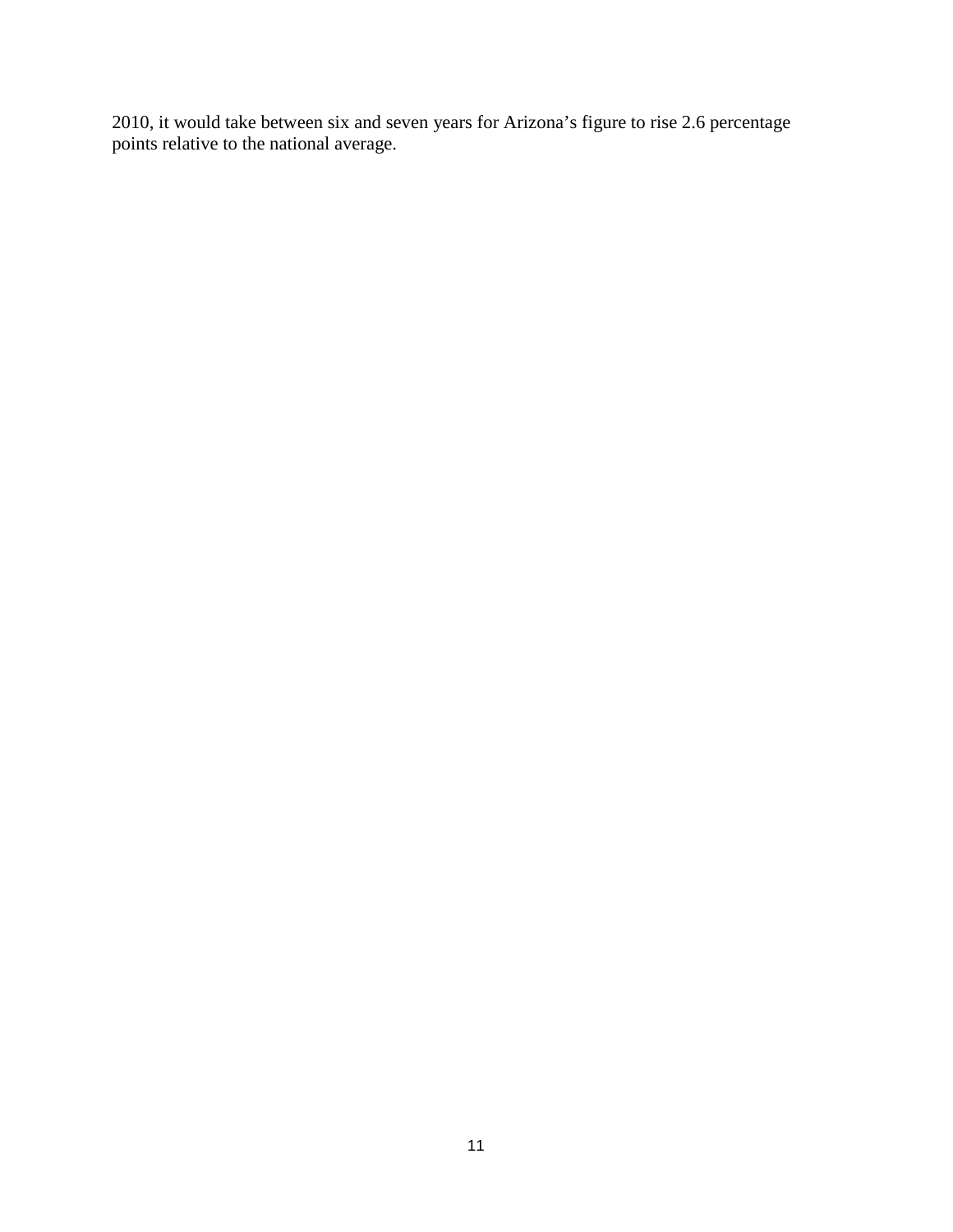2010, it would take between six and seven years for Arizona's figure to rise 2.6 percentage points relative to the national average.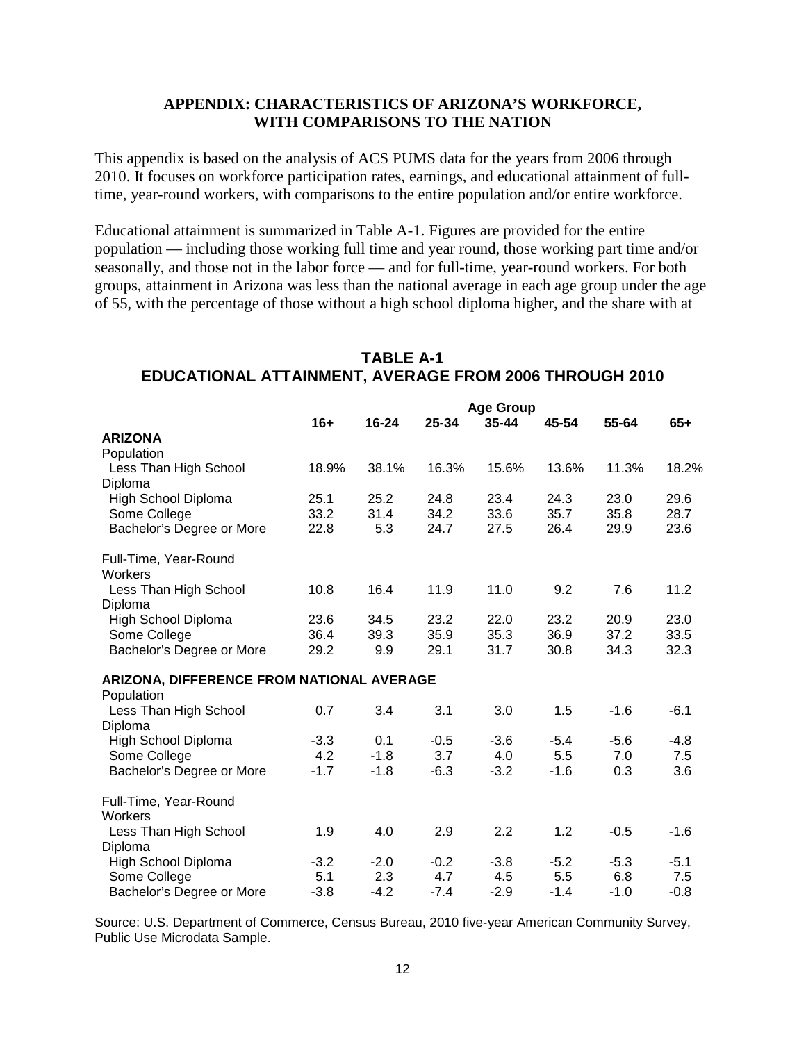## APPENDIX: CHARACTERISTICS OF ARIZONA'S WORKFORCE, WITH COMPARISONS TO THE NATION

This appendix is based on the analysis of ACS PUMS data for the years from 2006 through 2010. It focuses on workforce participation rates, earnings, and educational attainment of full-time, year-round workers, with comparisons to the entire population and/or entire workforce.

Educational attainment is summarized in Table A-1. Figures are provided for the entire population — including those working full time and year round, those working part time and/or seasonally, and those not in the labor force — and for full-time, year-round workers. For both groups, attainment in Arizona was less than the national average in each age group under the age of 55, with the percentage of those without a high school diploma higher, and the share with at

### TABLE A-1
### EDUCATIONAL ATTAINMENT, AVERAGE FROM 2006 THROUGH 2010

| | Age Group | | | | | | |
|---|---|---|---|---|---|---|---|
| | 16+ | 16-24 | 25-34 | 35-44 | 45-54 | 55-64 | 65+ |
| **ARIZONA** | | | | | | | |
| Population | | | | | | | |
| Less Than High School Diploma | 18.9% | 38.1% | 16.3% | 15.6% | 13.6% | 11.3% | 18.2% |
| High School Diploma | 25.1 | 25.2 | 24.8 | 23.4 | 24.3 | 23.0 | 29.6 |
| Some College | 33.2 | 31.4 | 34.2 | 33.6 | 35.7 | 35.8 | 28.7 |
| Bachelor's Degree or More | 22.8 | 5.3 | 24.7 | 27.5 | 26.4 | 29.9 | 23.6 |
| Full-Time, Year-Round Workers | | | | | | | |
| Less Than High School Diploma | 10.8 | 16.4 | 11.9 | 11.0 | 9.2 | 7.6 | 11.2 |
| High School Diploma | 23.6 | 34.5 | 23.2 | 22.0 | 23.2 | 20.9 | 23.0 |
| Some College | 36.4 | 39.3 | 35.9 | 35.3 | 36.9 | 37.2 | 33.5 |
| Bachelor's Degree or More | 29.2 | 9.9 | 29.1 | 31.7 | 30.8 | 34.3 | 32.3 |
| **ARIZONA, DIFFERENCE FROM NATIONAL AVERAGE** | | | | | | | |
| Population | | | | | | | |
| Less Than High School Diploma | 0.7 | 3.4 | 3.1 | 3.0 | 1.5 | -1.6 | -6.1 |
| High School Diploma | -3.3 | 0.1 | -0.5 | -3.6 | -5.4 | -5.6 | -4.8 |
| Some College | 4.2 | -1.8 | 3.7 | 4.0 | 5.5 | 7.0 | 7.5 |
| Bachelor's Degree or More | -1.7 | -1.8 | -6.3 | -3.2 | -1.6 | 0.3 | 3.6 |
| Full-Time, Year-Round Workers | | | | | | | |
| Less Than High School Diploma | 1.9 | 4.0 | 2.9 | 2.2 | 1.2 | -0.5 | -1.6 |
| High School Diploma | -3.2 | -2.0 | -0.2 | -3.8 | -5.2 | -5.3 | -5.1 |
| Some College | 5.1 | 2.3 | 4.7 | 4.5 | 5.5 | 6.8 | 7.5 |
| Bachelor's Degree or More | -3.8 | -4.2 | -7.4 | -2.9 | -1.4 | -1.0 | -0.8 |

Source: U.S. Department of Commerce, Census Bureau, 2010 five-year American Community Survey, Public Use Microdata Sample.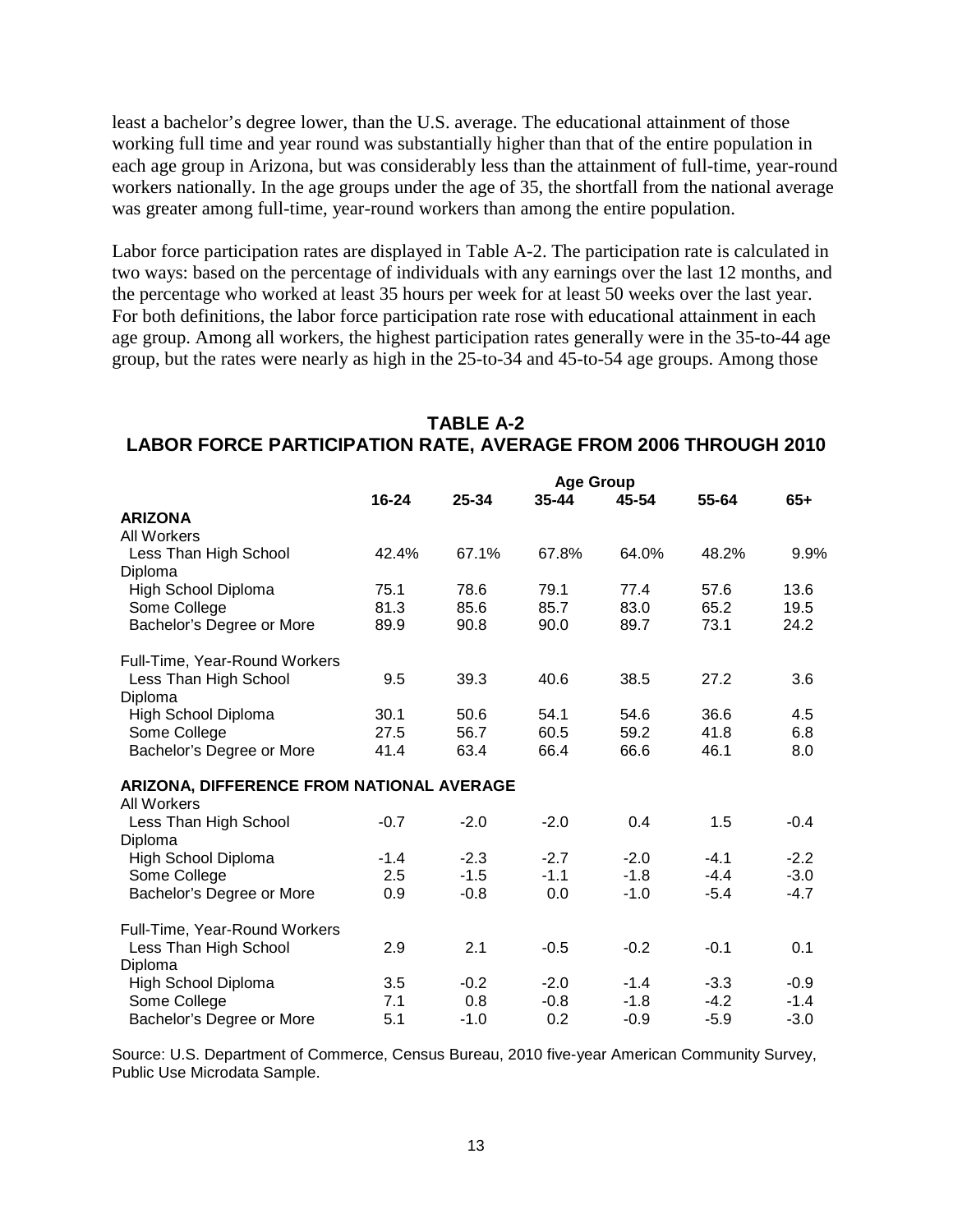least a bachelor's degree lower, than the U.S. average. The educational attainment of those working full time and year round was substantially higher than that of the entire population in each age group in Arizona, but was considerably less than the attainment of full-time, year-round workers nationally. In the age groups under the age of 35, the shortfall from the national average was greater among full-time, year-round workers than among the entire population.

Labor force participation rates are displayed in Table A-2. The participation rate is calculated in two ways: based on the percentage of individuals with any earnings over the last 12 months, and the percentage who worked at least 35 hours per week for at least 50 weeks over the last year. For both definitions, the labor force participation rate rose with educational attainment in each age group. Among all workers, the highest participation rates generally were in the 35-to-44 age group, but the rates were nearly as high in the 25-to-34 and 45-to-54 age groups. Among those

## TABLE A-2
## LABOR FORCE PARTICIPATION RATE, AVERAGE FROM 2006 THROUGH 2010

| | Age Group | | | | | |
|---|---|---|---|---|---|---|
| | **16-24** | **25-34** | **35-44** | **45-54** | **55-64** | **65+** |
| **ARIZONA** | | | | | | |
| All Workers | | | | | | |
| Less Than High School Diploma | 42.4% | 67.1% | 67.8% | 64.0% | 48.2% | 9.9% |
| High School Diploma | 75.1 | 78.6 | 79.1 | 77.4 | 57.6 | 13.6 |
| Some College | 81.3 | 85.6 | 85.7 | 83.0 | 65.2 | 19.5 |
| Bachelor's Degree or More | 89.9 | 90.8 | 90.0 | 89.7 | 73.1 | 24.2 |
| Full-Time, Year-Round Workers | | | | | | |
| Less Than High School Diploma | 9.5 | 39.3 | 40.6 | 38.5 | 27.2 | 3.6 |
| High School Diploma | 30.1 | 50.6 | 54.1 | 54.6 | 36.6 | 4.5 |
| Some College | 27.5 | 56.7 | 60.5 | 59.2 | 41.8 | 6.8 |
| Bachelor's Degree or More | 41.4 | 63.4 | 66.4 | 66.6 | 46.1 | 8.0 |
| **ARIZONA, DIFFERENCE FROM NATIONAL AVERAGE** | | | | | | |
| All Workers | | | | | | |
| Less Than High School Diploma | -0.7 | -2.0 | -2.0 | 0.4 | 1.5 | -0.4 |
| High School Diploma | -1.4 | -2.3 | -2.7 | -2.0 | -4.1 | -2.2 |
| Some College | 2.5 | -1.5 | -1.1 | -1.8 | -4.4 | -3.0 |
| Bachelor's Degree or More | 0.9 | -0.8 | 0.0 | -1.0 | -5.4 | -4.7 |
| Full-Time, Year-Round Workers | | | | | | |
| Less Than High School Diploma | 2.9 | 2.1 | -0.5 | -0.2 | -0.1 | 0.1 |
| High School Diploma | 3.5 | -0.2 | -2.0 | -1.4 | -3.3 | -0.9 |
| Some College | 7.1 | 0.8 | -0.8 | -1.8 | -4.2 | -1.4 |
| Bachelor's Degree or More | 5.1 | -1.0 | 0.2 | -0.9 | -5.9 | -3.0 |

Source: U.S. Department of Commerce, Census Bureau, 2010 five-year American Community Survey, Public Use Microdata Sample.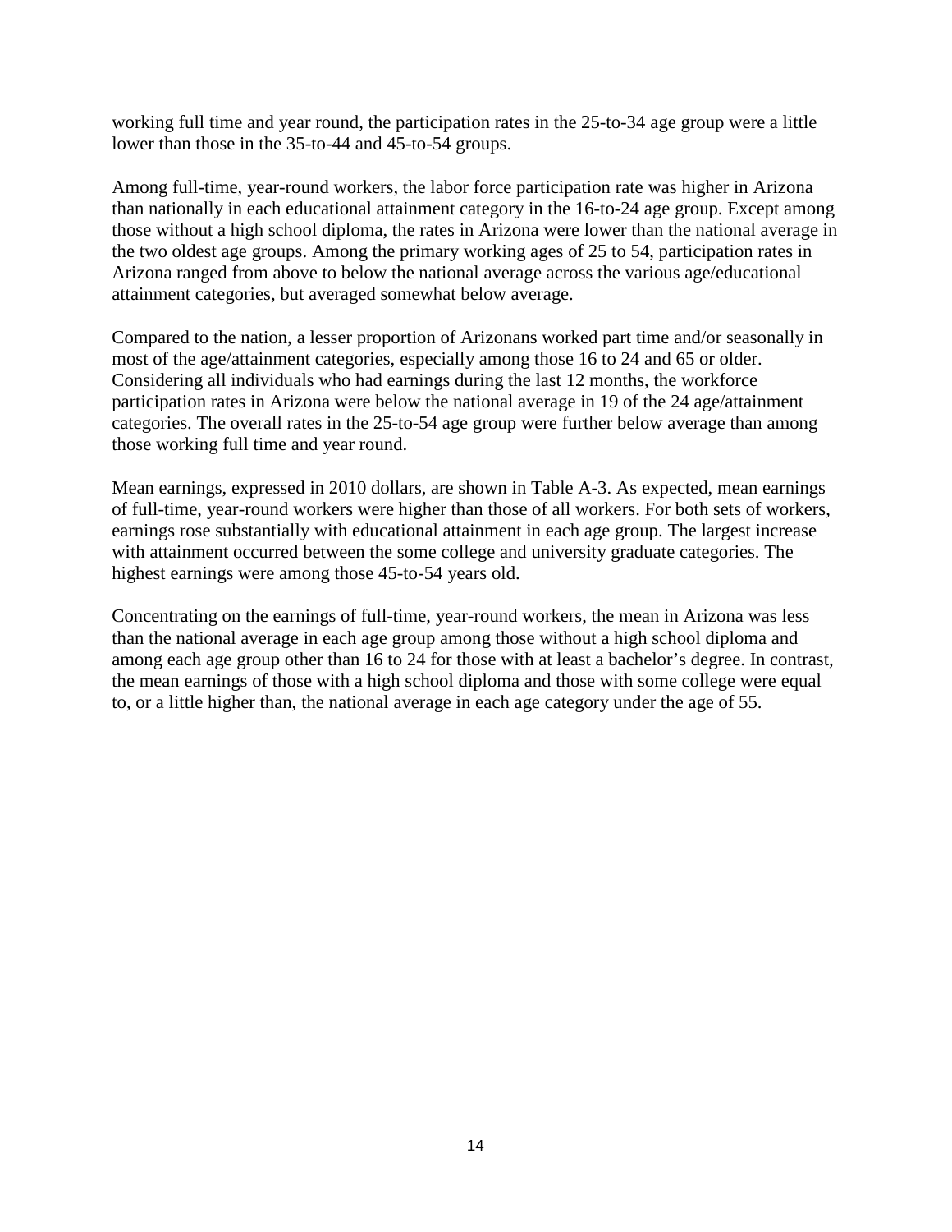working full time and year round, the participation rates in the 25-to-34 age group were a little lower than those in the 35-to-44 and 45-to-54 groups.

Among full-time, year-round workers, the labor force participation rate was higher in Arizona than nationally in each educational attainment category in the 16-to-24 age group. Except among those without a high school diploma, the rates in Arizona were lower than the national average in the two oldest age groups. Among the primary working ages of 25 to 54, participation rates in Arizona ranged from above to below the national average across the various age/educational attainment categories, but averaged somewhat below average.

Compared to the nation, a lesser proportion of Arizonans worked part time and/or seasonally in most of the age/attainment categories, especially among those 16 to 24 and 65 or older. Considering all individuals who had earnings during the last 12 months, the workforce participation rates in Arizona were below the national average in 19 of the 24 age/attainment categories. The overall rates in the 25-to-54 age group were further below average than among those working full time and year round.

Mean earnings, expressed in 2010 dollars, are shown in Table A-3. As expected, mean earnings of full-time, year-round workers were higher than those of all workers. For both sets of workers, earnings rose substantially with educational attainment in each age group. The largest increase with attainment occurred between the some college and university graduate categories. The highest earnings were among those 45-to-54 years old.

Concentrating on the earnings of full-time, year-round workers, the mean in Arizona was less than the national average in each age group among those without a high school diploma and among each age group other than 16 to 24 for those with at least a bachelor's degree. In contrast, the mean earnings of those with a high school diploma and those with some college were equal to, or a little higher than, the national average in each age category under the age of 55.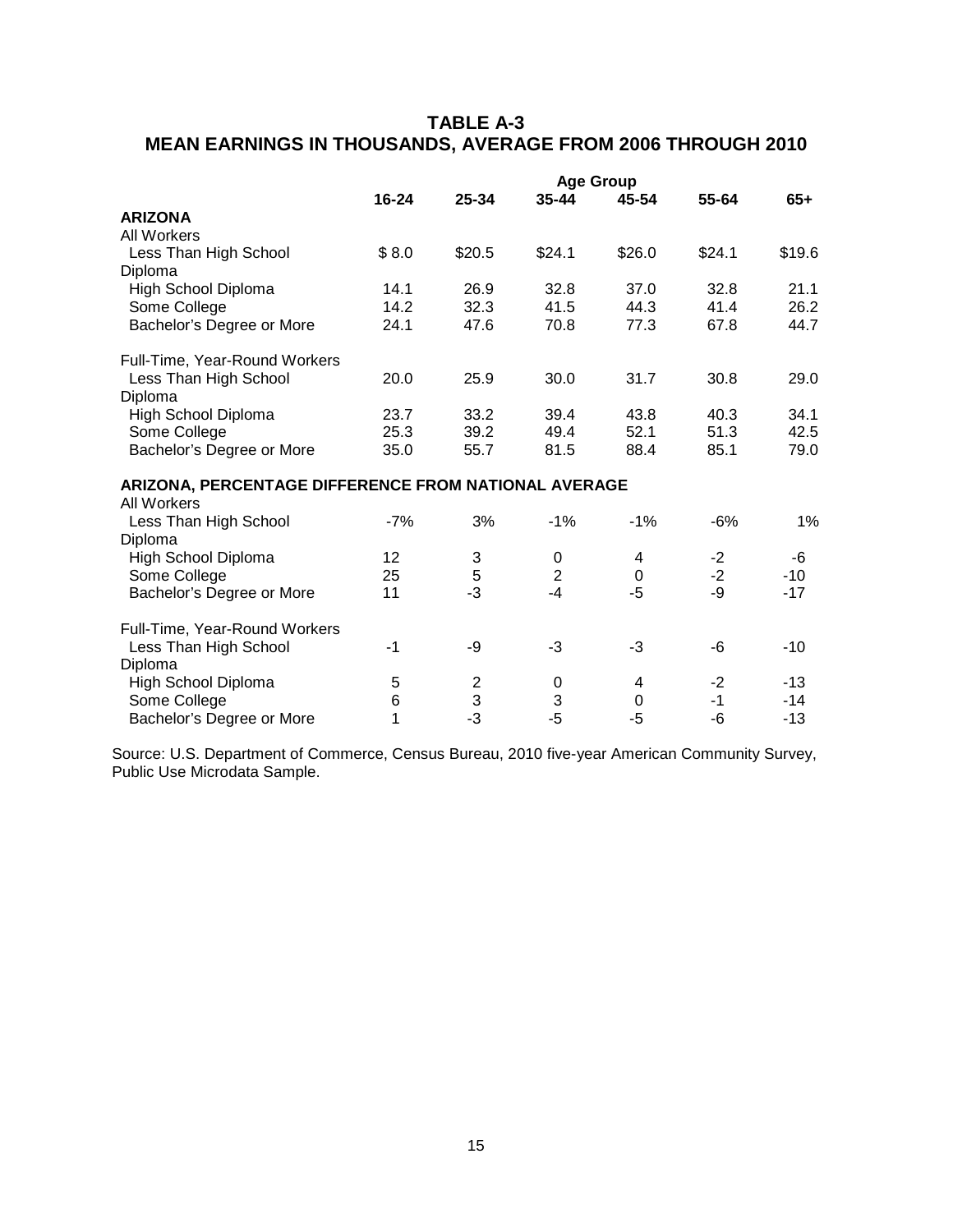### TABLE A-3
### MEAN EARNINGS IN THOUSANDS, AVERAGE FROM 2006 THROUGH 2010

| | Age Group | | | | | |
|---|---|---|---|---|---|---|
| | 16-24 | 25-34 | 35-44 | 45-54 | 55-64 | 65+ |
| **ARIZONA** | | | | | | |
| All Workers | | | | | | |
| Less Than High School Diploma | $ 8.0 | $20.5 | $24.1 | $26.0 | $24.1 | $19.6 |
| High School Diploma | 14.1 | 26.9 | 32.8 | 37.0 | 32.8 | 21.1 |
| Some College | 14.2 | 32.3 | 41.5 | 44.3 | 41.4 | 26.2 |
| Bachelor's Degree or More | 24.1 | 47.6 | 70.8 | 77.3 | 67.8 | 44.7 |
| Full-Time, Year-Round Workers | | | | | | |
| Less Than High School Diploma | 20.0 | 25.9 | 30.0 | 31.7 | 30.8 | 29.0 |
| High School Diploma | 23.7 | 33.2 | 39.4 | 43.8 | 40.3 | 34.1 |
| Some College | 25.3 | 39.2 | 49.4 | 52.1 | 51.3 | 42.5 |
| Bachelor's Degree or More | 35.0 | 55.7 | 81.5 | 88.4 | 85.1 | 79.0 |
| **ARIZONA, PERCENTAGE DIFFERENCE FROM NATIONAL AVERAGE** | | | | | | |
| All Workers | | | | | | |
| Less Than High School Diploma | -7% | 3% | -1% | -1% | -6% | 1% |
| High School Diploma | 12 | 3 | 0 | 4 | -2 | -6 |
| Some College | 25 | 5 | 2 | 0 | -2 | -10 |
| Bachelor's Degree or More | 11 | -3 | -4 | -5 | -9 | -17 |
| Full-Time, Year-Round Workers | | | | | | |
| Less Than High School Diploma | -1 | -9 | -3 | -3 | -6 | -10 |
| High School Diploma | 5 | 2 | 0 | 4 | -2 | -13 |
| Some College | 6 | 3 | 3 | 0 | -1 | -14 |
| Bachelor's Degree or More | 1 | -3 | -5 | -5 | -6 | -13 |

Source: U.S. Department of Commerce, Census Bureau, 2010 five-year American Community Survey, Public Use Microdata Sample.